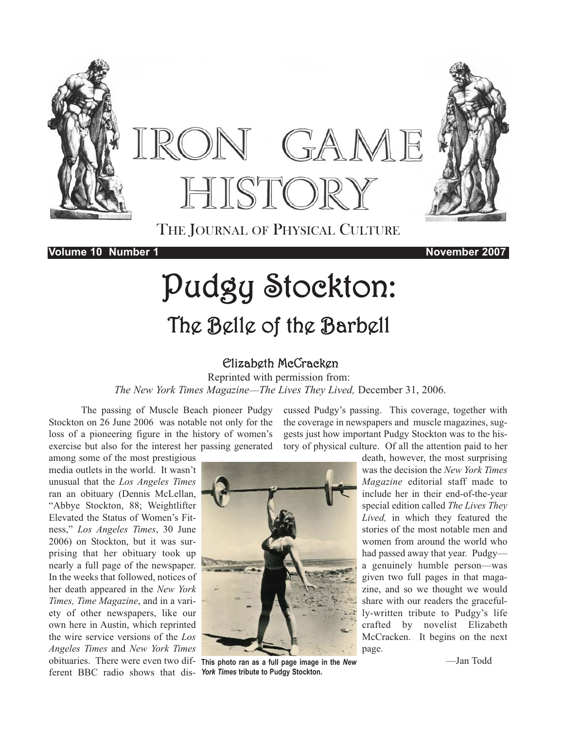# Iron Game History

THE JOURNAL OF PHYSICAL CULTURE

# Pudgy Stockton: The Belle of the Barbell

## Elizabeth McCracken

Reprinted with permission from: *The New York Times Magazine—The Lives They Lived,* December 31, 2006.

The passing of Muscle Beach pioneer Pudgy Stockton on 26 June 2006 was notable not only for the loss of a pioneering figure in the history of women's exercise but also for the interest her passing generated among some of the most prestigious media outlets in the world. It wasn't unusual that the *Los Angeles Times* ran an obituary (Dennis McLellan, "Abbye Stockton, 88; Weightlifter Elevated the Status of Women's Fitness," *Los Angeles Times*, 30 June 2006) on Stockton, but it was surprising that her obituary took up nearly a full page of the newspaper. In the weeks that followed, notices of her death appeared in the *New York Times, Time Magazine*, and in a variety of other newspapers, like our own here in Austin, which reprinted the wire service versions of the *Los Angeles Times* and *New York Times* obituaries. There were even two different BBC radio shows that discussed Pudgy's passing. This coverage, together with the coverage in newspapers and muscle magazines, suggests just how important Pudgy Stockton was to the history of physical culture. Of all the attention paid to her death, however, the most surprising was the decision the *New York Times Magazine* editorial staff made to include her in their end-of-the-year special edition called *The Lives They Lived,* in which they featured the stories of the most notable men and women from around the world who had passed away that year. Pudgy—a genuinely humble person—was given two full pages in that magazine, and so we thought we would share with our readers the gracefully-written tribute to Pudgy's life crafted by novelist Elizabeth McCracken. It begins on the next page.

—Jan Todd

**This photo ran as a full page image in the *New York Times* tribute to Pudgy Stockton.**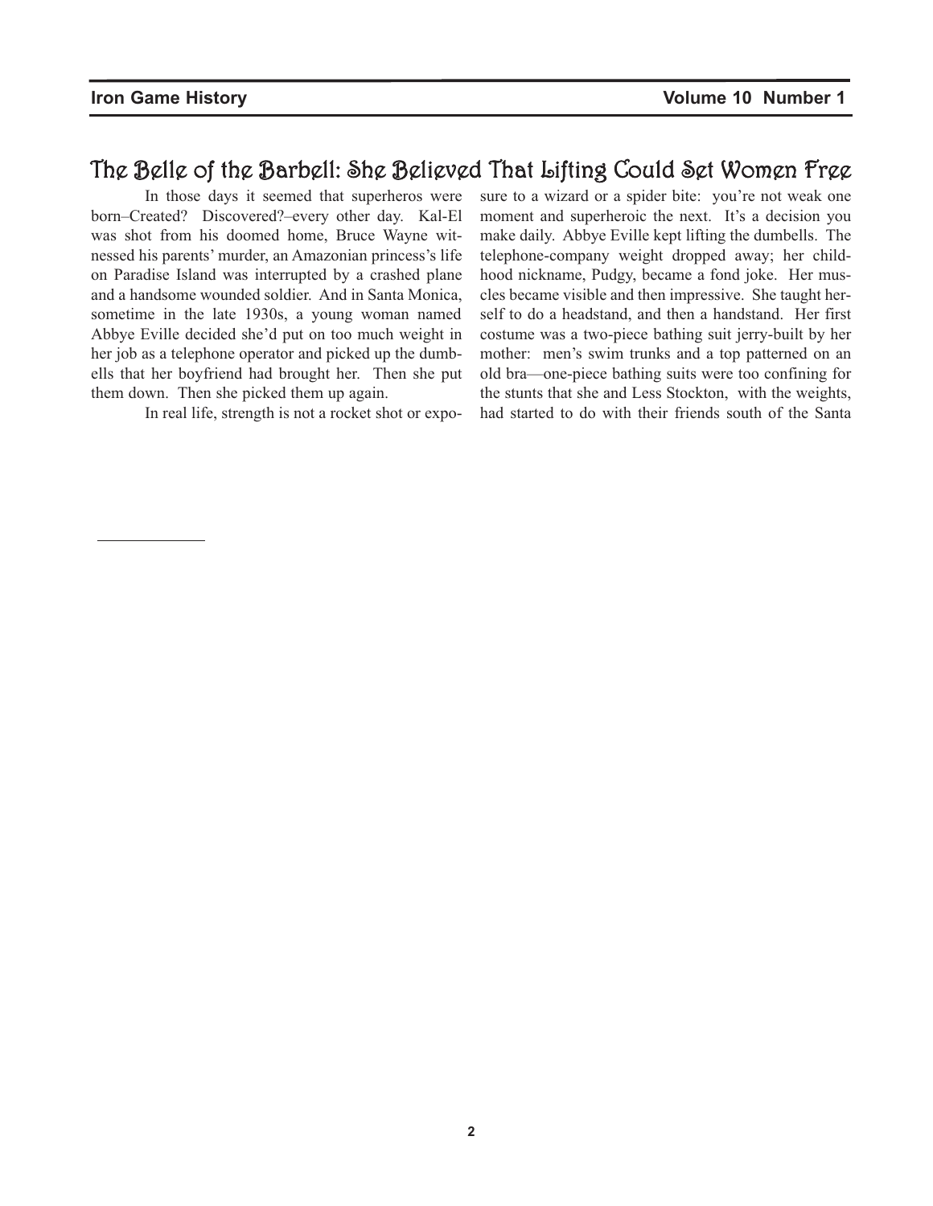# The Belle of the Barbell: She Believed That Lifting Could Set Women Free

In those days it seemed that superheros were born–Created? Discovered?–every other day. Kal-El was shot from his doomed home, Bruce Wayne witnessed his parents' murder, an Amazonian princess's life on Paradise Island was interrupted by a crashed plane and a handsome wounded soldier. And in Santa Monica, sometime in the late 1930s, a young woman named Abbye Eville decided she'd put on too much weight in her job as a telephone operator and picked up the dumbells that her boyfriend had brought her. Then she put them down. Then she picked them up again.

In real life, strength is not a rocket shot or exposure to a wizard or a spider bite: you're not weak one moment and superheroic the next. It's a decision you make daily. Abbye Eville kept lifting the dumbells. The telephone-company weight dropped away; her childhood nickname, Pudgy, became a fond joke. Her muscles became visible and then impressive. She taught herself to do a headstand, and then a handstand. Her first costume was a two-piece bathing suit jerry-built by her mother: men's swim trunks and a top patterned on an old bra—one-piece bathing suits were too confining for the stunts that she and Less Stockton, with the weights, had started to do with their friends south of the Santa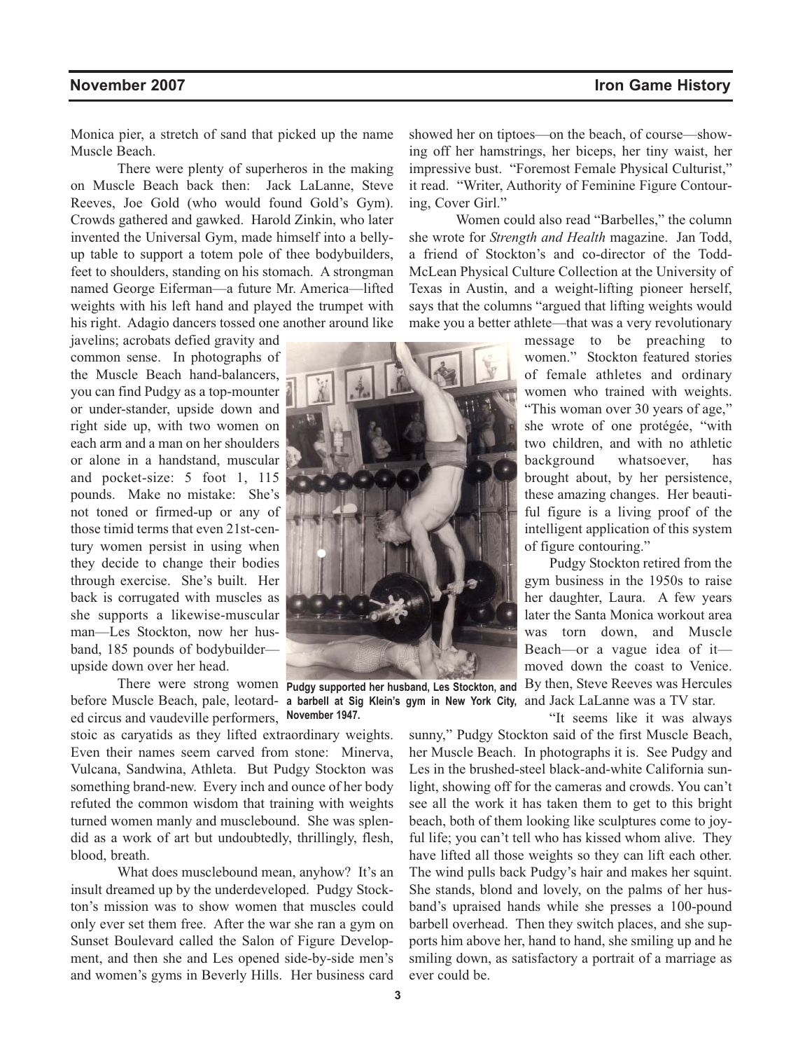Monica pier, a stretch of sand that picked up the name Muscle Beach.

There were plenty of superheros in the making on Muscle Beach back then: Jack LaLanne, Steve Reeves, Joe Gold (who would found Gold's Gym). Crowds gathered and gawked. Harold Zinkin, who later invented the Universal Gym, made himself into a belly-up table to support a totem pole of thee bodybuilders, feet to shoulders, standing on his stomach. A strongman named George Eiferman—a future Mr. America—lifted weights with his left hand and played the trumpet with his right. Adagio dancers tossed one another around like javelins; acrobats defied gravity and common sense. In photographs of the Muscle Beach hand-balancers, you can find Pudgy as a top-mounter or under-stander, upside down and right side up, with two women on each arm and a man on her shoulders or alone in a handstand, muscular and pocket-size: 5 foot 1, 115 pounds. Make no mistake: She's not toned or firmed-up or any of those timid terms that even 21st-century women persist in using when they decide to change their bodies through exercise. She's built. Her back is corrugated with muscles as she supports a likewise-muscular man—Les Stockton, now her husband, 185 pounds of bodybuilder—upside down over her head.

Pudgy supported her husband, Les Stockton, and a barbell at Sig Klein's gym in New York City, November 1947.

There were strong women before Muscle Beach, pale, leotarded circus and vaudeville performers, stoic as caryatids as they lifted extraordinary weights. Even their names seem carved from stone: Minerva, Vulcana, Sandwina, Athleta. But Pudgy Stockton was something brand-new. Every inch and ounce of her body refuted the common wisdom that training with weights turned women manly and musclebound. She was splendid as a work of art but undoubtedly, thrillingly, flesh, blood, breath.

What does musclebound mean, anyhow? It's an insult dreamed up by the underdeveloped. Pudgy Stockton's mission was to show women that muscles could only ever set them free. After the war she ran a gym on Sunset Boulevard called the Salon of Figure Development, and then she and Les opened side-by-side men's and women's gyms in Beverly Hills. Her business card showed her on tiptoes—on the beach, of course—showing off her hamstrings, her biceps, her tiny waist, her impressive bust. "Foremost Female Physical Culturist," it read. "Writer, Authority of Feminine Figure Contouring, Cover Girl."

Women could also read "Barbelles," the column she wrote for *Strength and Health* magazine. Jan Todd, a friend of Stockton's and co-director of the Todd-McLean Physical Culture Collection at the University of Texas in Austin, and a weight-lifting pioneer herself, says that the columns "argued that lifting weights would make you a better athlete—that was a very revolutionary message to be preaching to women." Stockton featured stories of female athletes and ordinary women who trained with weights. "This woman over 30 years of age," she wrote of one protégée, "with two children, and with no athletic background whatsoever, has brought about, by her persistence, these amazing changes. Her beautiful figure is a living proof of the intelligent application of this system of figure contouring."

Pudgy Stockton retired from the gym business in the 1950s to raise her daughter, Laura. A few years later the Santa Monica workout area was torn down, and Muscle Beach—or a vague idea of it—moved down the coast to Venice. By then, Steve Reeves was Hercules and Jack LaLanne was a TV star.

"It seems like it was always sunny," Pudgy Stockton said of the first Muscle Beach, her Muscle Beach. In photographs it is. See Pudgy and Les in the brushed-steel black-and-white California sunlight, showing off for the cameras and crowds. You can't see all the work it has taken them to get to this bright beach, both of them looking like sculptures come to joyful life; you can't tell who has kissed whom alive. They have lifted all those weights so they can lift each other. The wind pulls back Pudgy's hair and makes her squint. She stands, blond and lovely, on the palms of her husband's upraised hands while she presses a 100-pound barbell overhead. Then they switch places, and she supports him above her, hand to hand, she smiling up and he smiling down, as satisfactory a portrait of a marriage as ever could be.